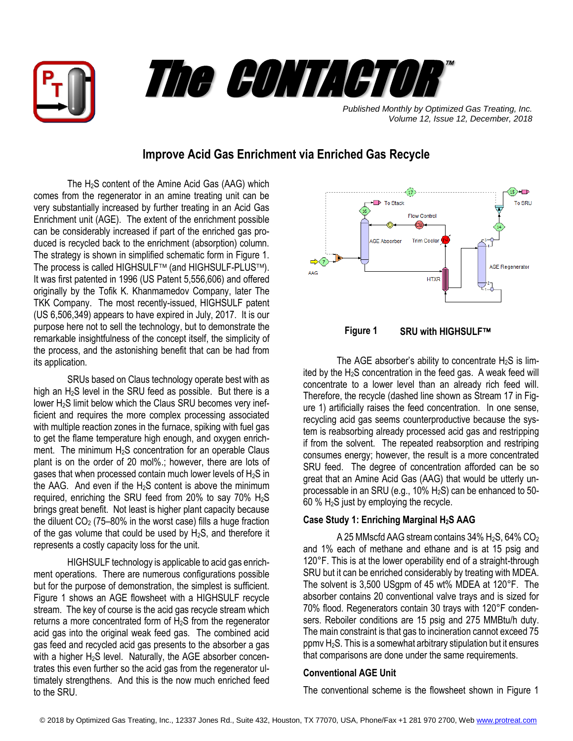# The CONTACTOR™

*Published Monthly by Optimized Gas Treating, Inc.*
*Volume 12, Issue 12, December, 2018*

## Improve Acid Gas Enrichment via Enriched Gas Recycle

The $H_2S$ content of the Amine Acid Gas (AAG) which comes from the regenerator in an amine treating unit can be very substantially increased by further treating in an Acid Gas Enrichment unit (AGE). The extent of the enrichment possible can be considerably increased if part of the enriched gas produced is recycled back to the enrichment (absorption) column. The strategy is shown in simplified schematic form in Figure 1. The process is called HIGHSULF™ (and HIGHSULF-PLUS™). It was first patented in 1996 (US Patent 5,556,606) and offered originally by the Tofik K. Khanmamedov Company, later The TKK Company. The most recently-issued, HIGHSULF patent (US 6,506,349) appears to have expired in July, 2017. It is our purpose here not to sell the technology, but to demonstrate the remarkable insightfulness of the concept itself, the simplicity of the process, and the astonishing benefit that can be had from its application.

SRUs based on Claus technology operate best with as high an $H_2S$ level in the SRU feed as possible. But there is a lower $H_2S$ limit below which the Claus SRU becomes very inefficient and requires the more complex processing associated with multiple reaction zones in the furnace, spiking with fuel gas to get the flame temperature high enough, and oxygen enrichment. The minimum $H_2S$ concentration for an operable Claus plant is on the order of 20 mol%.; however, there are lots of gases that when processed contain much lower levels of $H_2S$ in the AAG. And even if the $H_2S$ content is above the minimum required, enriching the SRU feed from 20% to say 70% $H_2S$ brings great benefit. Not least is higher plant capacity because the diluent $CO_2$ (75–80% in the worst case) fills a huge fraction of the gas volume that could be used by $H_2S$, and therefore it represents a costly capacity loss for the unit.

HIGHSULF technology is applicable to acid gas enrichment operations. There are numerous configurations possible but for the purpose of demonstration, the simplest is sufficient. Figure 1 shows an AGE flowsheet with a HIGHSULF recycle stream. The key of course is the acid gas recycle stream which returns a more concentrated form of $H_2S$ from the regenerator acid gas into the original weak feed gas. The combined acid gas feed and recycled acid gas presents to the absorber a gas with a higher $H_2S$ level. Naturally, the AGE absorber concentrates this even further so the acid gas from the regenerator ultimately strengthens. And this is the now much enriched feed to the SRU.

**Figure 1 SRU with HIGHSULF™**

The AGE absorber's ability to concentrate $H_2S$ is limited by the $H_2S$ concentration in the feed gas. A weak feed will concentrate to a lower level than an already rich feed will. Therefore, the recycle (dashed line shown as Stream 17 in Figure 1) artificially raises the feed concentration. In one sense, recycling acid gas seems counterproductive because the system is reabsorbing already processed acid gas and restripping if from the solvent. The repeated reabsorption and restriping consumes energy; however, the result is a more concentrated SRU feed. The degree of concentration afforded can be so great that an Amine Acid Gas (AAG) that would be utterly unprocessable in an SRU (e.g., 10% $H_2S$) can be enhanced to 50-60 % $H_2S$ just by employing the recycle.

### Case Study 1: Enriching Marginal $H_2S$ AAG

A 25 MMscfd AAG stream contains 34% $H_2S$, 64% $CO_2$ and 1% each of methane and ethane and is at 15 psig and 120°F. This is at the lower operability end of a straight-through SRU but it can be enriched considerably by treating with MDEA. The solvent is 3,500 USgpm of 45 wt% MDEA at 120°F. The absorber contains 20 conventional valve trays and is sized for 70% flood. Regenerators contain 30 trays with 120°F condensers. Reboiler conditions are 15 psig and 275 MMBtu/h duty. The main constraint is that gas to incineration cannot exceed 75 ppmv $H_2S$. This is a somewhat arbitrary stipulation but it ensures that comparisons are done under the same requirements.

### Conventional AGE Unit

The conventional scheme is the flowsheet shown in Figure 1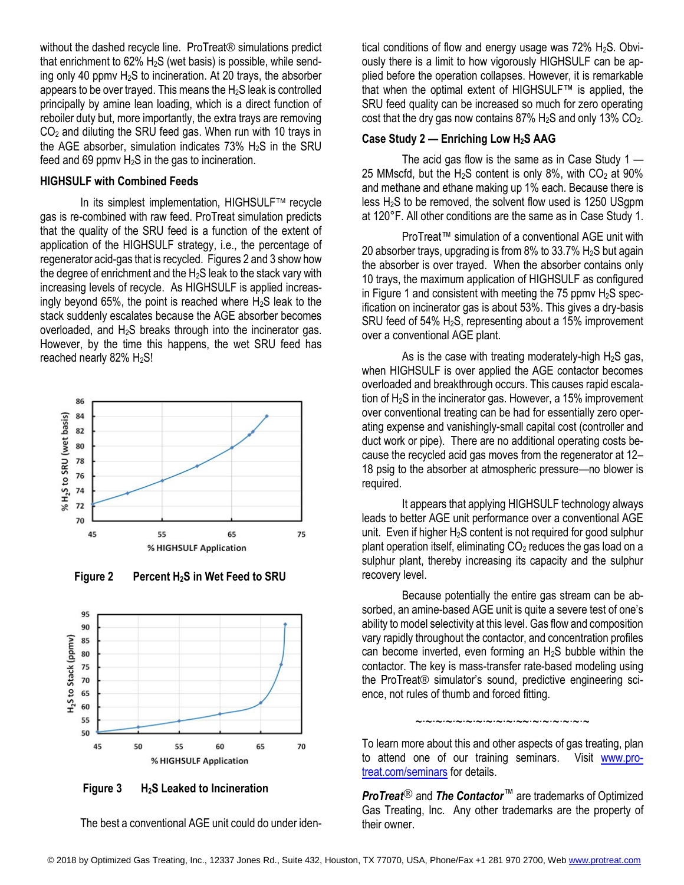without the dashed recycle line. ProTreat® simulations predict that enrichment to 62% $H_2S$ (wet basis) is possible, while sending only 40 ppmv $H_2S$ to incineration. At 20 trays, the absorber appears to be over trayed. This means the $H_2S$ leak is controlled principally by amine lean loading, which is a direct function of reboiler duty but, more importantly, the extra trays are removing $CO_2$ and diluting the SRU feed gas. When run with 10 trays in the AGE absorber, simulation indicates 73% $H_2S$ in the SRU feed and 69 ppmv $H_2S$ in the gas to incineration.

**HIGHSULF with Combined Feeds**

In its simplest implementation, HIGHSULF™ recycle gas is re-combined with raw feed. ProTreat simulation predicts that the quality of the SRU feed is a function of the extent of application of the HIGHSULF strategy, i.e., the percentage of regenerator acid-gas that is recycled. Figures 2 and 3 show how the degree of enrichment and the $H_2S$ leak to the stack vary with increasing levels of recycle. As HIGHSULF is applied increasingly beyond 65%, the point is reached where $H_2S$ leak to the stack suddenly escalates because the AGE absorber becomes overloaded, and $H_2S$ breaks through into the incinerator gas. However, by the time this happens, the wet SRU feed has reached nearly 82% $H_2S$!

% H₂S to SRU (wet basis)
86
84
82
80
78
76
74
72
70
45
55
65
75
% HIGHSULF Application

**Figure 2 Percent $H_2S$ in Wet Feed to SRU**

H₂S to Stack (ppmv)
95
90
85
80
75
70
65
60
55
50
45
50
55
60
65
70
% HIGHSULF Application

**Figure 3 $H_2S$ Leaked to Incineration**

The best a conventional AGE unit could do under identical conditions of flow and energy usage was 72% $H_2S$. Obviously there is a limit to how vigorously HIGHSULF can be applied before the operation collapses. However, it is remarkable that when the optimal extent of HIGHSULF™ is applied, the SRU feed quality can be increased so much for zero operating cost that the dry gas now contains 87% $H_2S$ and only 13% $CO_2$.

**Case Study 2 — Enriching Low $H_2S$ AAG**

The acid gas flow is the same as in Case Study 1 — 25 MMscfd, but the $H_2S$ content is only 8%, with $CO_2$ at 90% and methane and ethane making up 1% each. Because there is less $H_2S$ to be removed, the solvent flow used is 1250 USgpm at 120°F. All other conditions are the same as in Case Study 1.

ProTreat™ simulation of a conventional AGE unit with 20 absorber trays, upgrading is from 8% to 33.7% $H_2S$ but again the absorber is over trayed. When the absorber contains only 10 trays, the maximum application of HIGHSULF as configured in Figure 1 and consistent with meeting the 75 ppmv $H_2S$ specification on incinerator gas is about 53%. This gives a dry-basis SRU feed of 54% $H_2S$, representing about a 15% improvement over a conventional AGE plant.

As is the case with treating moderately-high $H_2S$ gas, when HIGHSULF is over applied the AGE contactor becomes overloaded and breakthrough occurs. This causes rapid escalation of $H_2S$ in the incinerator gas. However, a 15% improvement over conventional treating can be had for essentially zero operating expense and vanishingly-small capital cost (controller and duct work or pipe). There are no additional operating costs because the recycled acid gas moves from the regenerator at 12–18 psig to the absorber at atmospheric pressure—no blower is required.

It appears that applying HIGHSULF technology always leads to better AGE unit performance over a conventional AGE unit. Even if higher $H_2S$ content is not required for good sulphur plant operation itself, eliminating $CO_2$ reduces the gas load on a sulphur plant, thereby increasing its capacity and the sulphur recovery level.

Because potentially the entire gas stream can be absorbed, an amine-based AGE unit is quite a severe test of one's ability to model selectivity at this level. Gas flow and composition vary rapidly throughout the contactor, and concentration profiles can become inverted, even forming an $H_2S$ bubble within the contactor. The key is mass-transfer rate-based modeling using the ProTreat® simulator's sound, predictive engineering science, not rules of thumb and forced fitting.

~·~·~·~·~·~·~·~·~·~·~·~·~·~·~·~·~·~·~

To learn more about this and other aspects of gas treating, plan to attend one of our training seminars. Visit www.protreat.com/seminars for details.

***ProTreat***® and ***The Contactor***™ are trademarks of Optimized Gas Treating, Inc. Any other trademarks are the property of their owner.

© 2018 by Optimized Gas Treating, Inc., 12337 Jones Rd., Suite 432, Houston, TX 77070, USA, Phone/Fax +1 281 970 2700, Web www.protreat.com